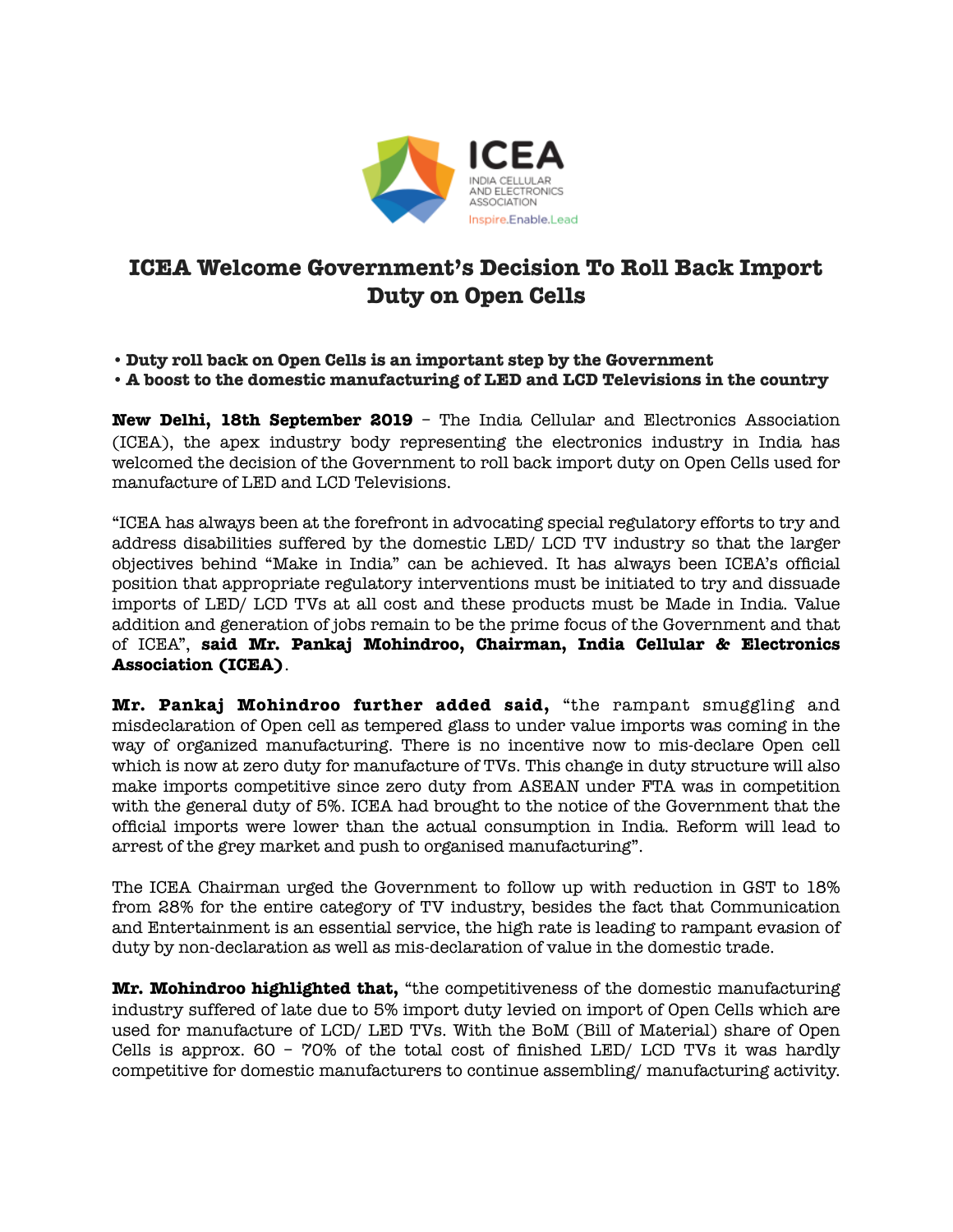ICEA
INDIA CELLULAR AND ELECTRONICS ASSOCIATION
Inspire.Enable.Lead

# ICEA Welcome Government's Decision To Roll Back Import Duty on Open Cells

- **Duty roll back on Open Cells is an important step by the Government**
- **A boost to the domestic manufacturing of LED and LCD Televisions in the country**

**New Delhi, 18th September 2019** – The India Cellular and Electronics Association (ICEA), the apex industry body representing the electronics industry in India has welcomed the decision of the Government to roll back import duty on Open Cells used for manufacture of LED and LCD Televisions.

"ICEA has always been at the forefront in advocating special regulatory efforts to try and address disabilities suffered by the domestic LED/ LCD TV industry so that the larger objectives behind "Make in India" can be achieved. It has always been ICEA's official position that appropriate regulatory interventions must be initiated to try and dissuade imports of LED/ LCD TVs at all cost and these products must be Made in India. Value addition and generation of jobs remain to be the prime focus of the Government and that of ICEA", **said Mr. Pankaj Mohindroo, Chairman, India Cellular & Electronics Association (ICEA)**.

**Mr. Pankaj Mohindroo further added said,** "the rampant smuggling and misdeclaration of Open cell as tempered glass to under value imports was coming in the way of organized manufacturing. There is no incentive now to mis-declare Open cell which is now at zero duty for manufacture of TVs. This change in duty structure will also make imports competitive since zero duty from ASEAN under FTA was in competition with the general duty of 5%. ICEA had brought to the notice of the Government that the official imports were lower than the actual consumption in India. Reform will lead to arrest of the grey market and push to organised manufacturing".

The ICEA Chairman urged the Government to follow up with reduction in GST to 18% from 28% for the entire category of TV industry, besides the fact that Communication and Entertainment is an essential service, the high rate is leading to rampant evasion of duty by non-declaration as well as mis-declaration of value in the domestic trade.

**Mr. Mohindroo highlighted that,** "the competitiveness of the domestic manufacturing industry suffered of late due to 5% import duty levied on import of Open Cells which are used for manufacture of LCD/ LED TVs. With the BoM (Bill of Material) share of Open Cells is approx. 60 – 70% of the total cost of finished LED/ LCD TVs it was hardly competitive for domestic manufacturers to continue assembling/ manufacturing activity.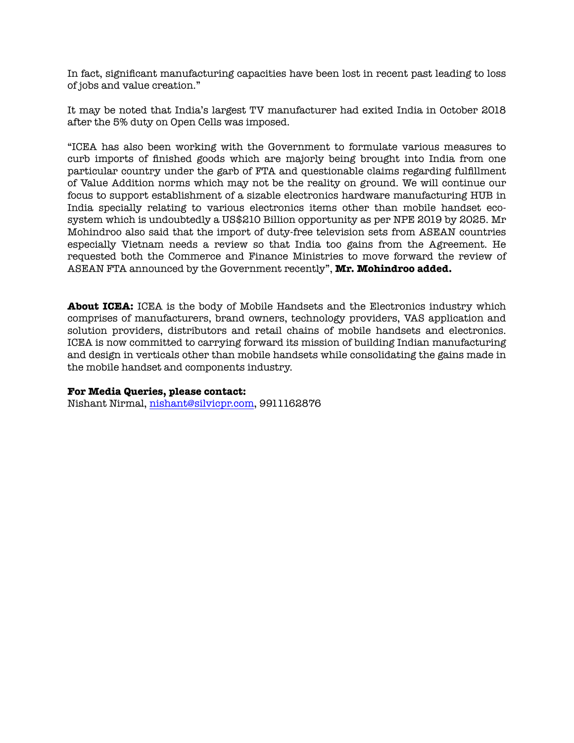In fact, significant manufacturing capacities have been lost in recent past leading to loss of jobs and value creation."

It may be noted that India's largest TV manufacturer had exited India in October 2018 after the 5% duty on Open Cells was imposed.

"ICEA has also been working with the Government to formulate various measures to curb imports of finished goods which are majorly being brought into India from one particular country under the garb of FTA and questionable claims regarding fulfillment of Value Addition norms which may not be the reality on ground. We will continue our focus to support establishment of a sizable electronics hardware manufacturing HUB in India specially relating to various electronics items other than mobile handset eco-system which is undoubtedly a US$210 Billion opportunity as per NPE 2019 by 2025. Mr Mohindroo also said that the import of duty-free television sets from ASEAN countries especially Vietnam needs a review so that India too gains from the Agreement. He requested both the Commerce and Finance Ministries to move forward the review of ASEAN FTA announced by the Government recently", **Mr. Mohindroo added.**

**About ICEA:** ICEA is the body of Mobile Handsets and the Electronics industry which comprises of manufacturers, brand owners, technology providers, VAS application and solution providers, distributors and retail chains of mobile handsets and electronics. ICEA is now committed to carrying forward its mission of building Indian manufacturing and design in verticals other than mobile handsets while consolidating the gains made in the mobile handset and components industry.

**For Media Queries, please contact:**
Nishant Nirmal, nishant@silvicpr.com, 9911162876